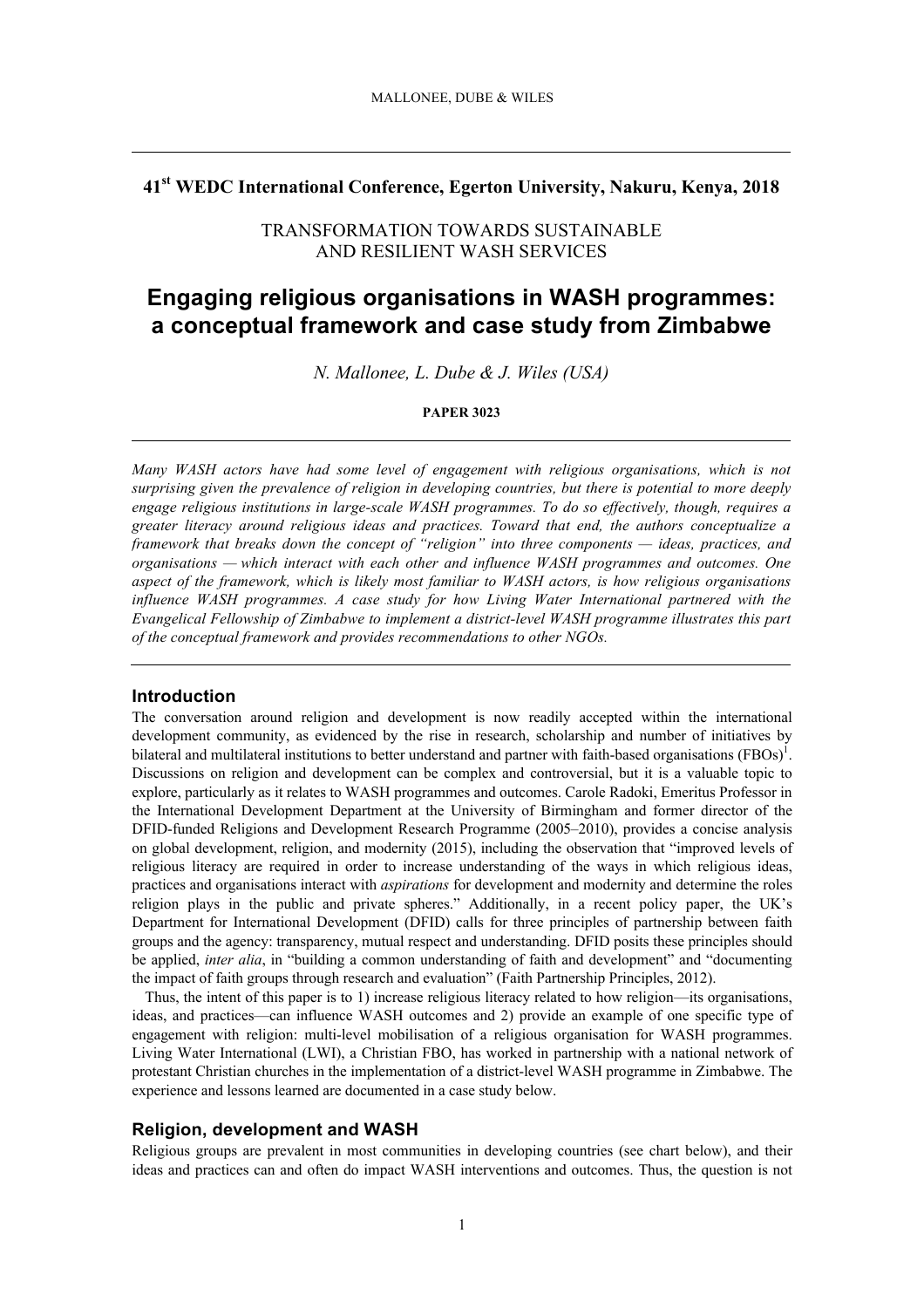**41st WEDC International Conference, Egerton University, Nakuru, Kenya, 2018**

TRANSFORMATION TOWARDS SUSTAINABLE AND RESILIENT WASH SERVICES

# Engaging religious organisations in WASH programmes: a conceptual framework and case study from Zimbabwe

*N. Mallonee, L. Dube & J. Wiles (USA)*

**PAPER 3023**

*Many WASH actors have had some level of engagement with religious organisations, which is not surprising given the prevalence of religion in developing countries, but there is potential to more deeply engage religious institutions in large-scale WASH programmes. To do so effectively, though, requires a greater literacy around religious ideas and practices. Toward that end, the authors conceptualize a framework that breaks down the concept of "religion" into three components — ideas, practices, and organisations — which interact with each other and influence WASH programmes and outcomes. One aspect of the framework, which is likely most familiar to WASH actors, is how religious organisations influence WASH programmes. A case study for how Living Water International partnered with the Evangelical Fellowship of Zimbabwe to implement a district-level WASH programme illustrates this part of the conceptual framework and provides recommendations to other NGOs.*

## Introduction

The conversation around religion and development is now readily accepted within the international development community, as evidenced by the rise in research, scholarship and number of initiatives by bilateral and multilateral institutions to better understand and partner with faith-based organisations (FBOs)[1]. Discussions on religion and development can be complex and controversial, but it is a valuable topic to explore, particularly as it relates to WASH programmes and outcomes. Carole Radoki, Emeritus Professor in the International Development Department at the University of Birmingham and former director of the DFID-funded Religions and Development Research Programme (2005–2010), provides a concise analysis on global development, religion, and modernity (2015), including the observation that "improved levels of religious literacy are required in order to increase understanding of the ways in which religious ideas, practices and organisations interact with *aspirations* for development and modernity and determine the roles religion plays in the public and private spheres." Additionally, in a recent policy paper, the UK's Department for International Development (DFID) calls for three principles of partnership between faith groups and the agency: transparency, mutual respect and understanding. DFID posits these principles should be applied, *inter alia*, in "building a common understanding of faith and development" and "documenting the impact of faith groups through research and evaluation" (Faith Partnership Principles, 2012).

Thus, the intent of this paper is to 1) increase religious literacy related to how religion—its organisations, ideas, and practices—can influence WASH outcomes and 2) provide an example of one specific type of engagement with religion: multi-level mobilisation of a religious organisation for WASH programmes. Living Water International (LWI), a Christian FBO, has worked in partnership with a national network of protestant Christian churches in the implementation of a district-level WASH programme in Zimbabwe. The experience and lessons learned are documented in a case study below.

## Religion, development and WASH

Religious groups are prevalent in most communities in developing countries (see chart below), and their ideas and practices can and often do impact WASH interventions and outcomes. Thus, the question is not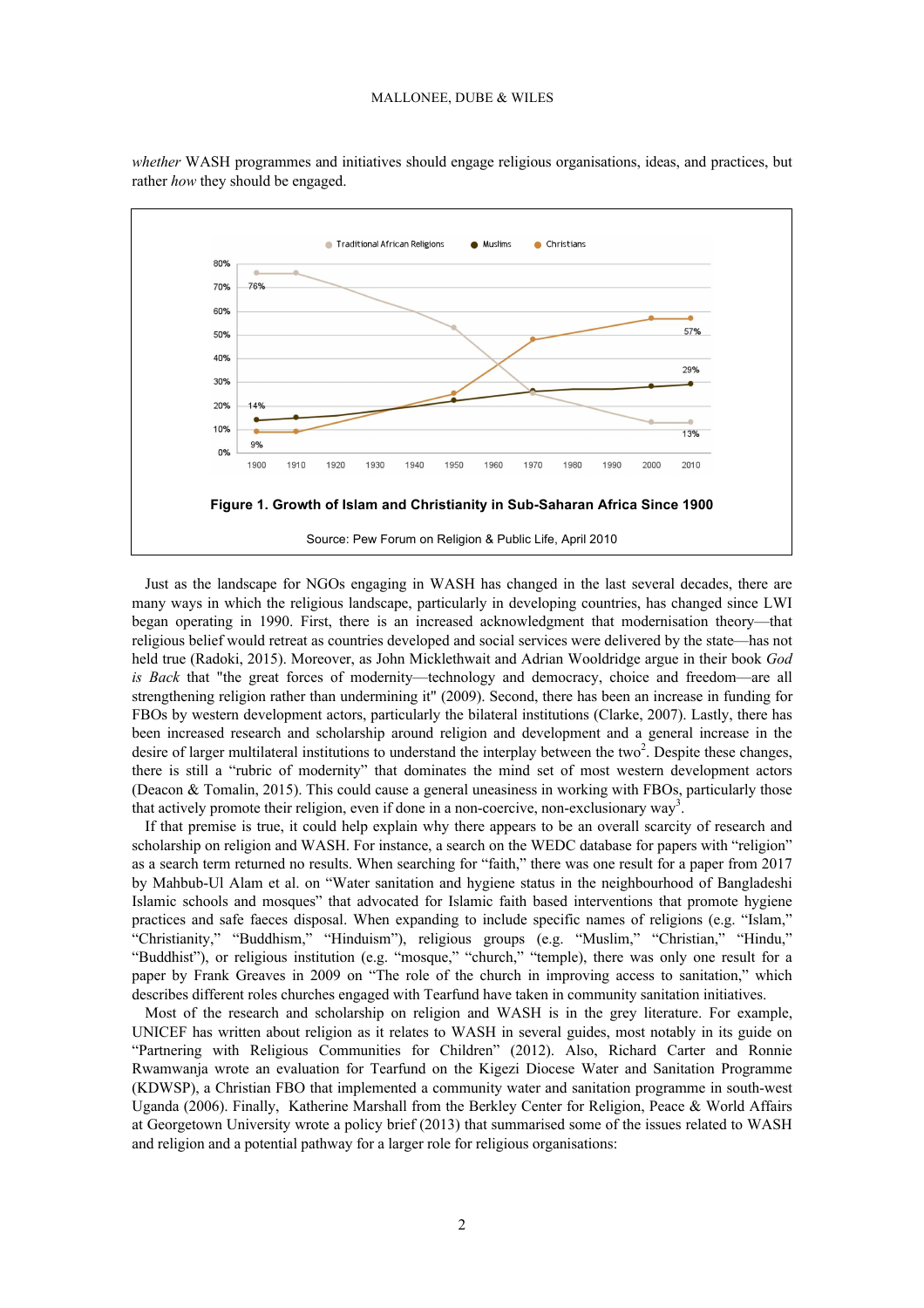*whether* WASH programmes and initiatives should engage religious organisations, ideas, and practices, but rather *how* they should be engaged.

**Figure 1. Growth of Islam and Christianity in Sub-Saharan Africa Since 1900**

Source: Pew Forum on Religion & Public Life, April 2010

Just as the landscape for NGOs engaging in WASH has changed in the last several decades, there are many ways in which the religious landscape, particularly in developing countries, has changed since LWI began operating in 1990. First, there is an increased acknowledgment that modernisation theory—that religious belief would retreat as countries developed and social services were delivered by the state—has not held true (Radoki, 2015). Moreover, as John Micklethwait and Adrian Wooldridge argue in their book *God is Back* that "the great forces of modernity—technology and democracy, choice and freedom—are all strengthening religion rather than undermining it" (2009). Second, there has been an increase in funding for FBOs by western development actors, particularly the bilateral institutions (Clarke, 2007). Lastly, there has been increased research and scholarship around religion and development and a general increase in the desire of larger multilateral institutions to understand the interplay between the two[2]. Despite these changes, there is still a "rubric of modernity" that dominates the mind set of most western development actors (Deacon & Tomalin, 2015). This could cause a general uneasiness in working with FBOs, particularly those that actively promote their religion, even if done in a non-coercive, non-exclusionary way[3].

If that premise is true, it could help explain why there appears to be an overall scarcity of research and scholarship on religion and WASH. For instance, a search on the WEDC database for papers with "religion" as a search term returned no results. When searching for "faith," there was one result for a paper from 2017 by Mahbub-Ul Alam et al. on "Water sanitation and hygiene status in the neighbourhood of Bangladeshi Islamic schools and mosques" that advocated for Islamic faith based interventions that promote hygiene practices and safe faeces disposal. When expanding to include specific names of religions (e.g. "Islam," "Christianity," "Buddhism," "Hinduism"), religious groups (e.g. "Muslim," "Christian," "Hindu," "Buddhist"), or religious institution (e.g. "mosque," "church," "temple), there was only one result for a paper by Frank Greaves in 2009 on "The role of the church in improving access to sanitation," which describes different roles churches engaged with Tearfund have taken in community sanitation initiatives.

Most of the research and scholarship on religion and WASH is in the grey literature. For example, UNICEF has written about religion as it relates to WASH in several guides, most notably in its guide on "Partnering with Religious Communities for Children" (2012). Also, Richard Carter and Ronnie Rwamwanja wrote an evaluation for Tearfund on the Kigezi Diocese Water and Sanitation Programme (KDWSP), a Christian FBO that implemented a community water and sanitation programme in south-west Uganda (2006). Finally, Katherine Marshall from the Berkley Center for Religion, Peace & World Affairs at Georgetown University wrote a policy brief (2013) that summarised some of the issues related to WASH and religion and a potential pathway for a larger role for religious organisations: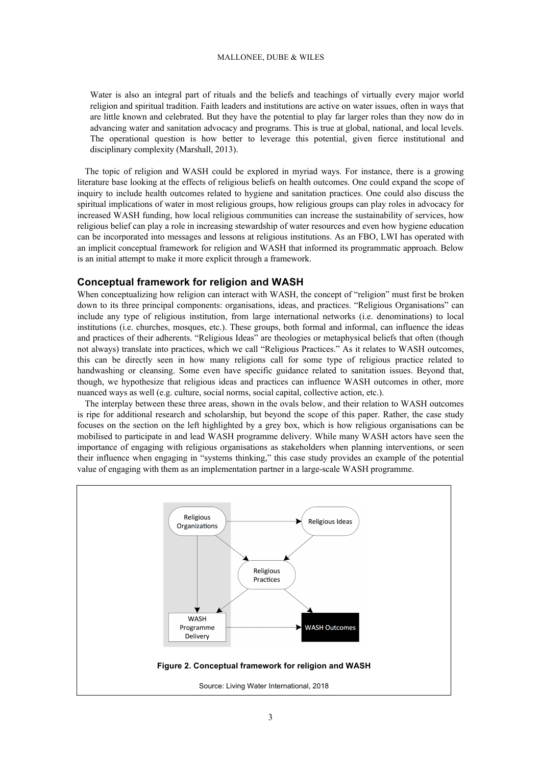Water is also an integral part of rituals and the beliefs and teachings of virtually every major world religion and spiritual tradition. Faith leaders and institutions are active on water issues, often in ways that are little known and celebrated. But they have the potential to play far larger roles than they now do in advancing water and sanitation advocacy and programs. This is true at global, national, and local levels. The operational question is how better to leverage this potential, given fierce institutional and disciplinary complexity (Marshall, 2013).

The topic of religion and WASH could be explored in myriad ways. For instance, there is a growing literature base looking at the effects of religious beliefs on health outcomes. One could expand the scope of inquiry to include health outcomes related to hygiene and sanitation practices. One could also discuss the spiritual implications of water in most religious groups, how religious groups can play roles in advocacy for increased WASH funding, how local religious communities can increase the sustainability of services, how religious belief can play a role in increasing stewardship of water resources and even how hygiene education can be incorporated into messages and lessons at religious institutions. As an FBO, LWI has operated with an implicit conceptual framework for religion and WASH that informed its programmatic approach. Below is an initial attempt to make it more explicit through a framework.

## Conceptual framework for religion and WASH

When conceptualizing how religion can interact with WASH, the concept of "religion" must first be broken down to its three principal components: organisations, ideas, and practices. "Religious Organisations" can include any type of religious institution, from large international networks (i.e. denominations) to local institutions (i.e. churches, mosques, etc.). These groups, both formal and informal, can influence the ideas and practices of their adherents. "Religious Ideas" are theologies or metaphysical beliefs that often (though not always) translate into practices, which we call "Religious Practices." As it relates to WASH outcomes, this can be directly seen in how many religions call for some type of religious practice related to handwashing or cleansing. Some even have specific guidance related to sanitation issues. Beyond that, though, we hypothesize that religious ideas and practices can influence WASH outcomes in other, more nuanced ways as well (e.g. culture, social norms, social capital, collective action, etc.).

The interplay between these three areas, shown in the ovals below, and their relation to WASH outcomes is ripe for additional research and scholarship, but beyond the scope of this paper. Rather, the case study focuses on the section on the left highlighted by a grey box, which is how religious organisations can be mobilised to participate in and lead WASH programme delivery. While many WASH actors have seen the importance of engaging with religious organisations as stakeholders when planning interventions, or seen their influence when engaging in "systems thinking," this case study provides an example of the potential value of engaging with them as an implementation partner in a large-scale WASH programme.

**Figure 2. Conceptual framework for religion and WASH**

Source: Living Water International, 2018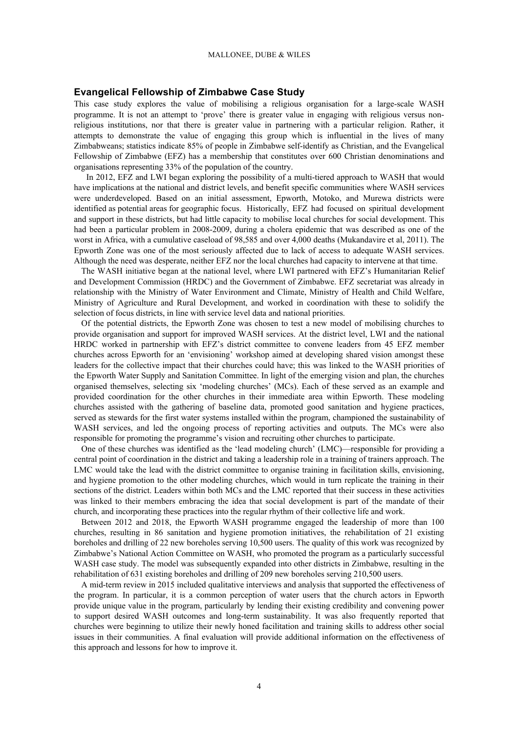### Evangelical Fellowship of Zimbabwe Case Study

This case study explores the value of mobilising a religious organisation for a large-scale WASH programme. It is not an attempt to 'prove' there is greater value in engaging with religious versus non-religious institutions, nor that there is greater value in partnering with a particular religion. Rather, it attempts to demonstrate the value of engaging this group which is influential in the lives of many Zimbabweans; statistics indicate 85% of people in Zimbabwe self-identify as Christian, and the Evangelical Fellowship of Zimbabwe (EFZ) has a membership that constitutes over 600 Christian denominations and organisations representing 33% of the population of the country.

In 2012, EFZ and LWI began exploring the possibility of a multi-tiered approach to WASH that would have implications at the national and district levels, and benefit specific communities where WASH services were underdeveloped. Based on an initial assessment, Epworth, Motoko, and Murewa districts were identified as potential areas for geographic focus. Historically, EFZ had focused on spiritual development and support in these districts, but had little capacity to mobilise local churches for social development. This had been a particular problem in 2008-2009, during a cholera epidemic that was described as one of the worst in Africa, with a cumulative caseload of 98,585 and over 4,000 deaths (Mukandavire et al, 2011). The Epworth Zone was one of the most seriously affected due to lack of access to adequate WASH services. Although the need was desperate, neither EFZ nor the local churches had capacity to intervene at that time.

The WASH initiative began at the national level, where LWI partnered with EFZ's Humanitarian Relief and Development Commission (HRDC) and the Government of Zimbabwe. EFZ secretariat was already in relationship with the Ministry of Water Environment and Climate, Ministry of Health and Child Welfare, Ministry of Agriculture and Rural Development, and worked in coordination with these to solidify the selection of focus districts, in line with service level data and national priorities.

Of the potential districts, the Epworth Zone was chosen to test a new model of mobilising churches to provide organisation and support for improved WASH services. At the district level, LWI and the national HRDC worked in partnership with EFZ's district committee to convene leaders from 45 EFZ member churches across Epworth for an 'envisioning' workshop aimed at developing shared vision amongst these leaders for the collective impact that their churches could have; this was linked to the WASH priorities of the Epworth Water Supply and Sanitation Committee. In light of the emerging vision and plan, the churches organised themselves, selecting six 'modeling churches' (MCs). Each of these served as an example and provided coordination for the other churches in their immediate area within Epworth. These modeling churches assisted with the gathering of baseline data, promoted good sanitation and hygiene practices, served as stewards for the first water systems installed within the program, championed the sustainability of WASH services, and led the ongoing process of reporting activities and outputs. The MCs were also responsible for promoting the programme's vision and recruiting other churches to participate.

One of these churches was identified as the 'lead modeling church' (LMC)—responsible for providing a central point of coordination in the district and taking a leadership role in a training of trainers approach. The LMC would take the lead with the district committee to organise training in facilitation skills, envisioning, and hygiene promotion to the other modeling churches, which would in turn replicate the training in their sections of the district. Leaders within both MCs and the LMC reported that their success in these activities was linked to their members embracing the idea that social development is part of the mandate of their church, and incorporating these practices into the regular rhythm of their collective life and work.

Between 2012 and 2018, the Epworth WASH programme engaged the leadership of more than 100 churches, resulting in 86 sanitation and hygiene promotion initiatives, the rehabilitation of 21 existing boreholes and drilling of 22 new boreholes serving 10,500 users. The quality of this work was recognized by Zimbabwe's National Action Committee on WASH, who promoted the program as a particularly successful WASH case study. The model was subsequently expanded into other districts in Zimbabwe, resulting in the rehabilitation of 631 existing boreholes and drilling of 209 new boreholes serving 210,500 users.

A mid-term review in 2015 included qualitative interviews and analysis that supported the effectiveness of the program. In particular, it is a common perception of water users that the church actors in Epworth provide unique value in the program, particularly by lending their existing credibility and convening power to support desired WASH outcomes and long-term sustainability. It was also frequently reported that churches were beginning to utilize their newly honed facilitation and training skills to address other social issues in their communities. A final evaluation will provide additional information on the effectiveness of this approach and lessons for how to improve it.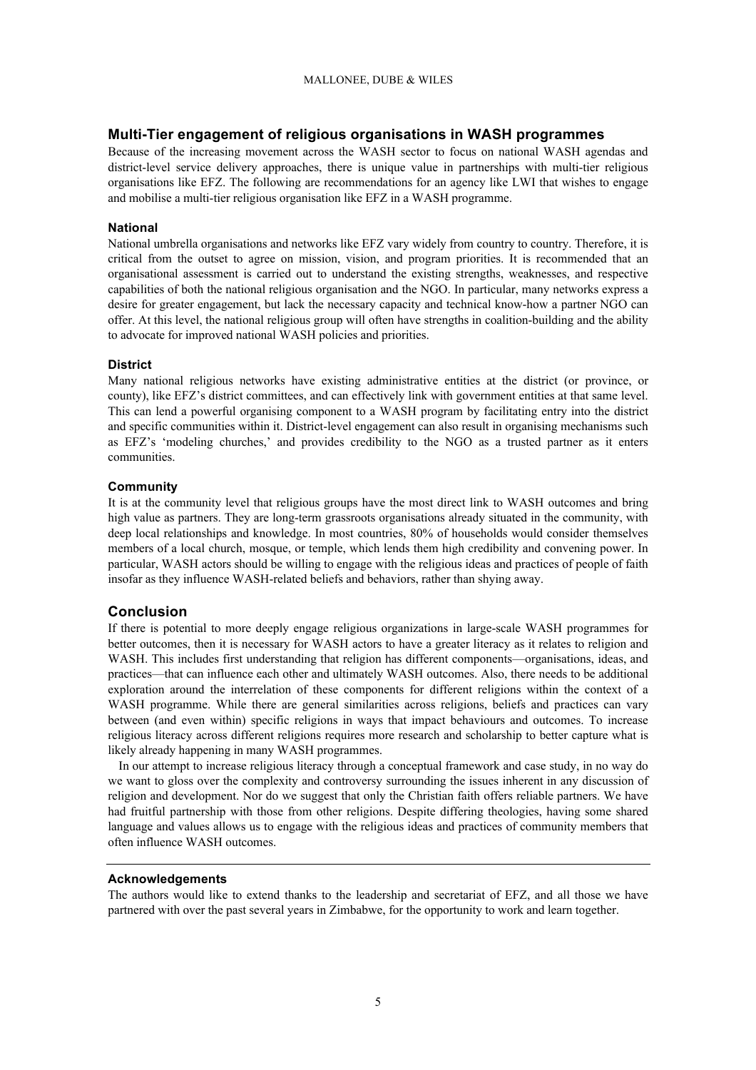## Multi-Tier engagement of religious organisations in WASH programmes

Because of the increasing movement across the WASH sector to focus on national WASH agendas and district-level service delivery approaches, there is unique value in partnerships with multi-tier religious organisations like EFZ. The following are recommendations for an agency like LWI that wishes to engage and mobilise a multi-tier religious organisation like EFZ in a WASH programme.

### National

National umbrella organisations and networks like EFZ vary widely from country to country. Therefore, it is critical from the outset to agree on mission, vision, and program priorities. It is recommended that an organisational assessment is carried out to understand the existing strengths, weaknesses, and respective capabilities of both the national religious organisation and the NGO. In particular, many networks express a desire for greater engagement, but lack the necessary capacity and technical know-how a partner NGO can offer. At this level, the national religious group will often have strengths in coalition-building and the ability to advocate for improved national WASH policies and priorities.

### District

Many national religious networks have existing administrative entities at the district (or province, or county), like EFZ's district committees, and can effectively link with government entities at that same level. This can lend a powerful organising component to a WASH program by facilitating entry into the district and specific communities within it. District-level engagement can also result in organising mechanisms such as EFZ's 'modeling churches,' and provides credibility to the NGO as a trusted partner as it enters communities.

### Community

It is at the community level that religious groups have the most direct link to WASH outcomes and bring high value as partners. They are long-term grassroots organisations already situated in the community, with deep local relationships and knowledge. In most countries, 80% of households would consider themselves members of a local church, mosque, or temple, which lends them high credibility and convening power. In particular, WASH actors should be willing to engage with the religious ideas and practices of people of faith insofar as they influence WASH-related beliefs and behaviors, rather than shying away.

## Conclusion

If there is potential to more deeply engage religious organizations in large-scale WASH programmes for better outcomes, then it is necessary for WASH actors to have a greater literacy as it relates to religion and WASH. This includes first understanding that religion has different components—organisations, ideas, and practices—that can influence each other and ultimately WASH outcomes. Also, there needs to be additional exploration around the interrelation of these components for different religions within the context of a WASH programme. While there are general similarities across religions, beliefs and practices can vary between (and even within) specific religions in ways that impact behaviours and outcomes. To increase religious literacy across different religions requires more research and scholarship to better capture what is likely already happening in many WASH programmes.

In our attempt to increase religious literacy through a conceptual framework and case study, in no way do we want to gloss over the complexity and controversy surrounding the issues inherent in any discussion of religion and development. Nor do we suggest that only the Christian faith offers reliable partners. We have had fruitful partnership with those from other religions. Despite differing theologies, having some shared language and values allows us to engage with the religious ideas and practices of community members that often influence WASH outcomes.

### Acknowledgements

The authors would like to extend thanks to the leadership and secretariat of EFZ, and all those we have partnered with over the past several years in Zimbabwe, for the opportunity to work and learn together.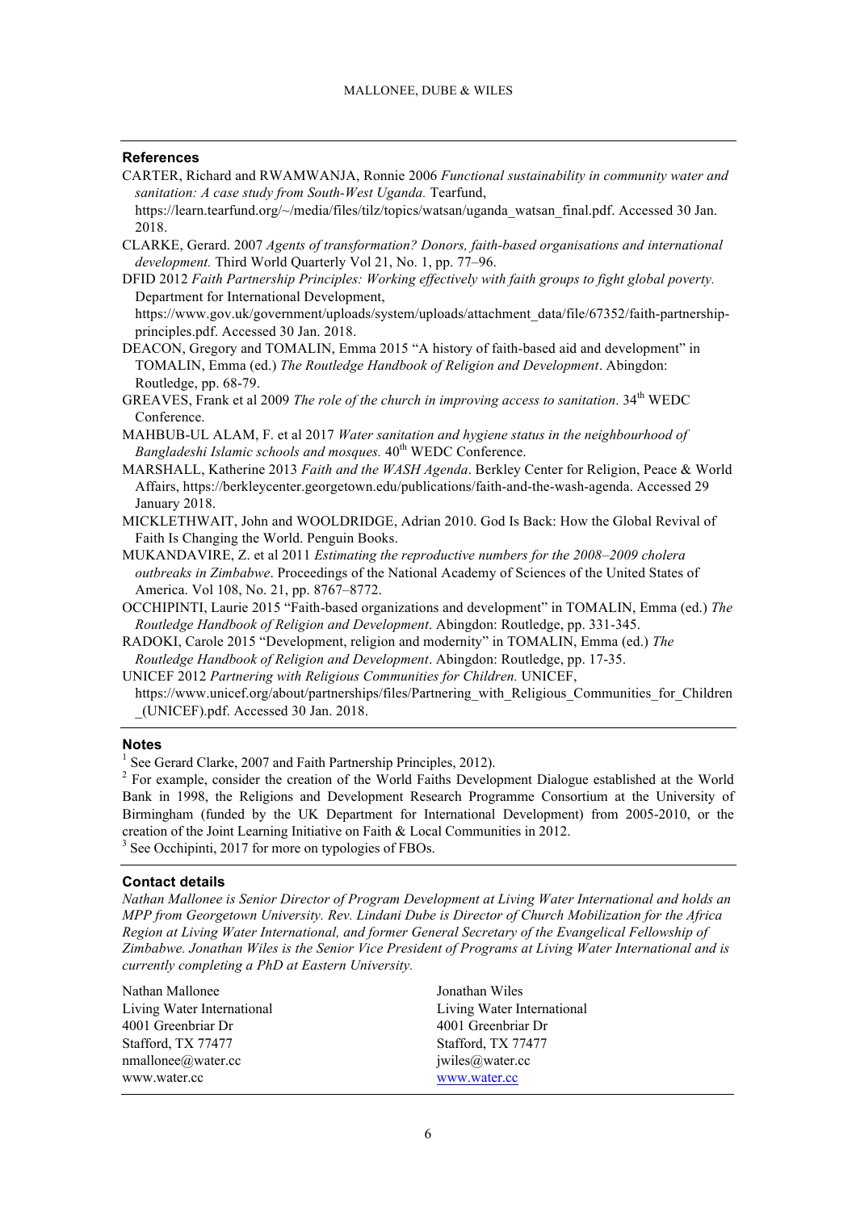## References

CARTER, Richard and RWAMWANJA, Ronnie 2006 *Functional sustainability in community water and sanitation: A case study from South-West Uganda.* Tearfund, https://learn.tearfund.org/~/media/files/tilz/topics/watsan/uganda_watsan_final.pdf. Accessed 30 Jan. 2018.

CLARKE, Gerard. 2007 *Agents of transformation? Donors, faith-based organisations and international development.* Third World Quarterly Vol 21, No. 1, pp. 77–96.

DFID 2012 *Faith Partnership Principles: Working effectively with faith groups to fight global poverty.* Department for International Development, https://www.gov.uk/government/uploads/system/uploads/attachment_data/file/67352/faith-partnership-principles.pdf. Accessed 30 Jan. 2018.

DEACON, Gregory and TOMALIN, Emma 2015 "A history of faith-based aid and development" in TOMALIN, Emma (ed.) *The Routledge Handbook of Religion and Development*. Abingdon: Routledge, pp. 68-79.

GREAVES, Frank et al 2009 *The role of the church in improving access to sanitation*. 34th WEDC Conference.

MAHBUB-UL ALAM, F. et al 2017 *Water sanitation and hygiene status in the neighbourhood of Bangladeshi Islamic schools and mosques.* 40th WEDC Conference.

MARSHALL, Katherine 2013 *Faith and the WASH Agenda*. Berkley Center for Religion, Peace & World Affairs, https://berkleycenter.georgetown.edu/publications/faith-and-the-wash-agenda. Accessed 29 January 2018.

MICKLETHWAIT, John and WOOLDRIDGE, Adrian 2010. God Is Back: How the Global Revival of Faith Is Changing the World. Penguin Books.

MUKANDAVIRE, Z. et al 2011 *Estimating the reproductive numbers for the 2008–2009 cholera outbreaks in Zimbabwe*. Proceedings of the National Academy of Sciences of the United States of America. Vol 108, No. 21, pp. 8767–8772.

OCCHIPINTI, Laurie 2015 "Faith-based organizations and development" in TOMALIN, Emma (ed.) *The Routledge Handbook of Religion and Development*. Abingdon: Routledge, pp. 331-345.

RADOKI, Carole 2015 "Development, religion and modernity" in TOMALIN, Emma (ed.) *The Routledge Handbook of Religion and Development*. Abingdon: Routledge, pp. 17-35.

UNICEF 2012 *Partnering with Religious Communities for Children.* UNICEF, https://www.unicef.org/about/partnerships/files/Partnering_with_Religious_Communities_for_Children_(UNICEF).pdf. Accessed 30 Jan. 2018.

## Notes

[1] See Gerard Clarke, 2007 and Faith Partnership Principles, 2012).

[2] For example, consider the creation of the World Faiths Development Dialogue established at the World Bank in 1998, the Religions and Development Research Programme Consortium at the University of Birmingham (funded by the UK Department for International Development) from 2005-2010, or the creation of the Joint Learning Initiative on Faith & Local Communities in 2012.

[3] See Occhipinti, 2017 for more on typologies of FBOs.

## Contact details

*Nathan Mallonee is Senior Director of Program Development at Living Water International and holds an MPP from Georgetown University. Rev. Lindani Dube is Director of Church Mobilization for the Africa Region at Living Water International, and former General Secretary of the Evangelical Fellowship of Zimbabwe. Jonathan Wiles is the Senior Vice President of Programs at Living Water International and is currently completing a PhD at Eastern University.*

Nathan Mallonee
Living Water International
4001 Greenbriar Dr
Stafford, TX 77477
nmallonee@water.cc
www.water.cc

Jonathan Wiles
Living Water International
4001 Greenbriar Dr
Stafford, TX 77477
jwiles@water.cc
www.water.cc